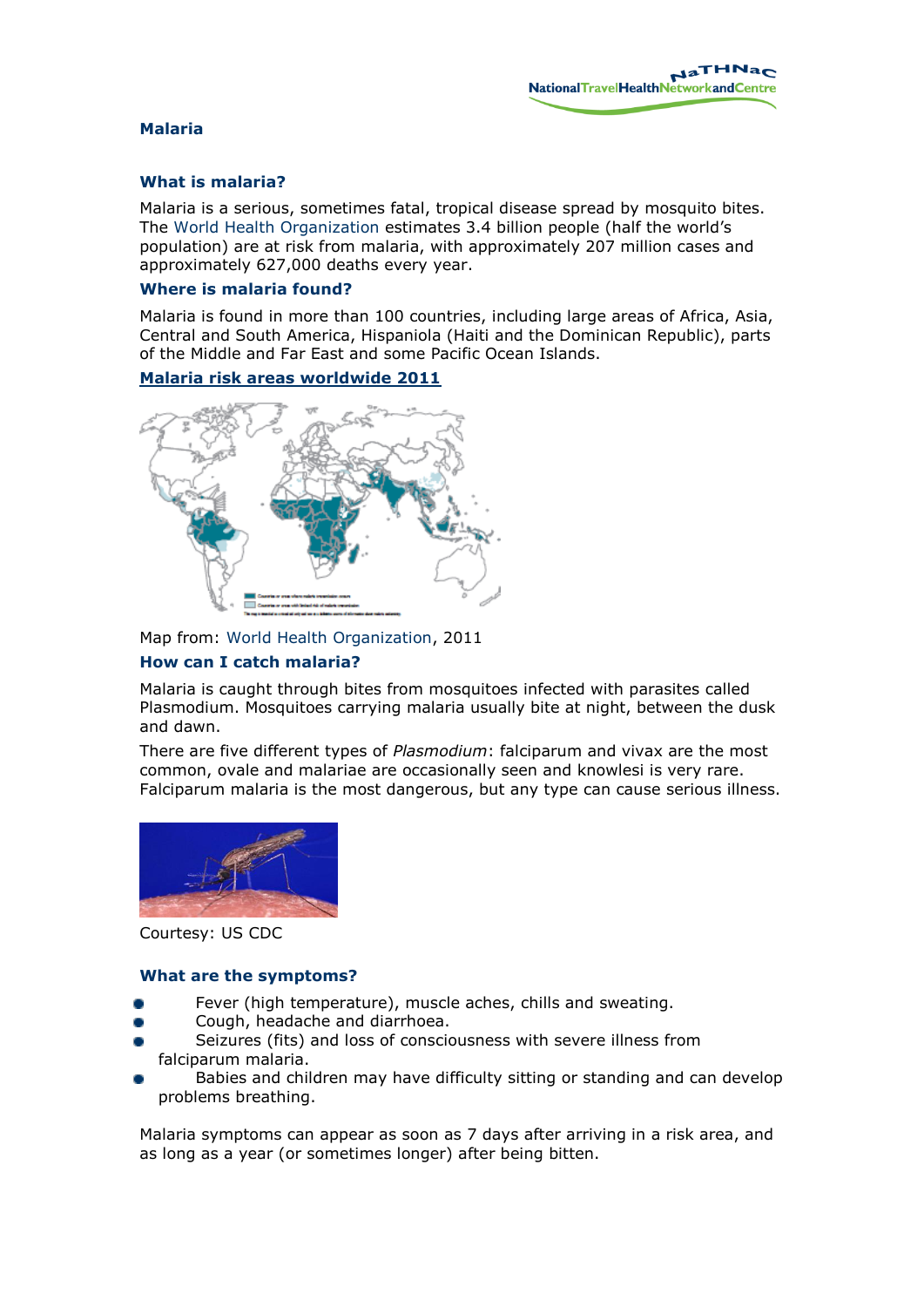# Malaria

## What is malaria?

Malaria is a serious, sometimes fatal, tropical disease spread by mosquito bites. The World Health Organization estimates 3.4 billion people (half the world's population) are at risk from malaria, with approximately 207 million cases and approximately 627,000 deaths every year.

## Where is malaria found?

Malaria is found in more than 100 countries, including large areas of Africa, Asia, Central and South America, Hispaniola (Haiti and the Dominican Republic), parts of the Middle and Far East and some Pacific Ocean Islands.

**Malaria risk areas worldwide 2011**

Map from: World Health Organization, 2011

## How can I catch malaria?

Malaria is caught through bites from mosquitoes infected with parasites called Plasmodium. Mosquitoes carrying malaria usually bite at night, between the dusk and dawn.

There are five different types of *Plasmodium*: falciparum and vivax are the most common, ovale and malariae are occasionally seen and knowlesi is very rare. Falciparum malaria is the most dangerous, but any type can cause serious illness.

Courtesy: US CDC

## What are the symptoms?

- Fever (high temperature), muscle aches, chills and sweating.
- Cough, headache and diarrhoea.
- Seizures (fits) and loss of consciousness with severe illness from falciparum malaria.
- Babies and children may have difficulty sitting or standing and can develop problems breathing.

Malaria symptoms can appear as soon as 7 days after arriving in a risk area, and as long as a year (or sometimes longer) after being bitten.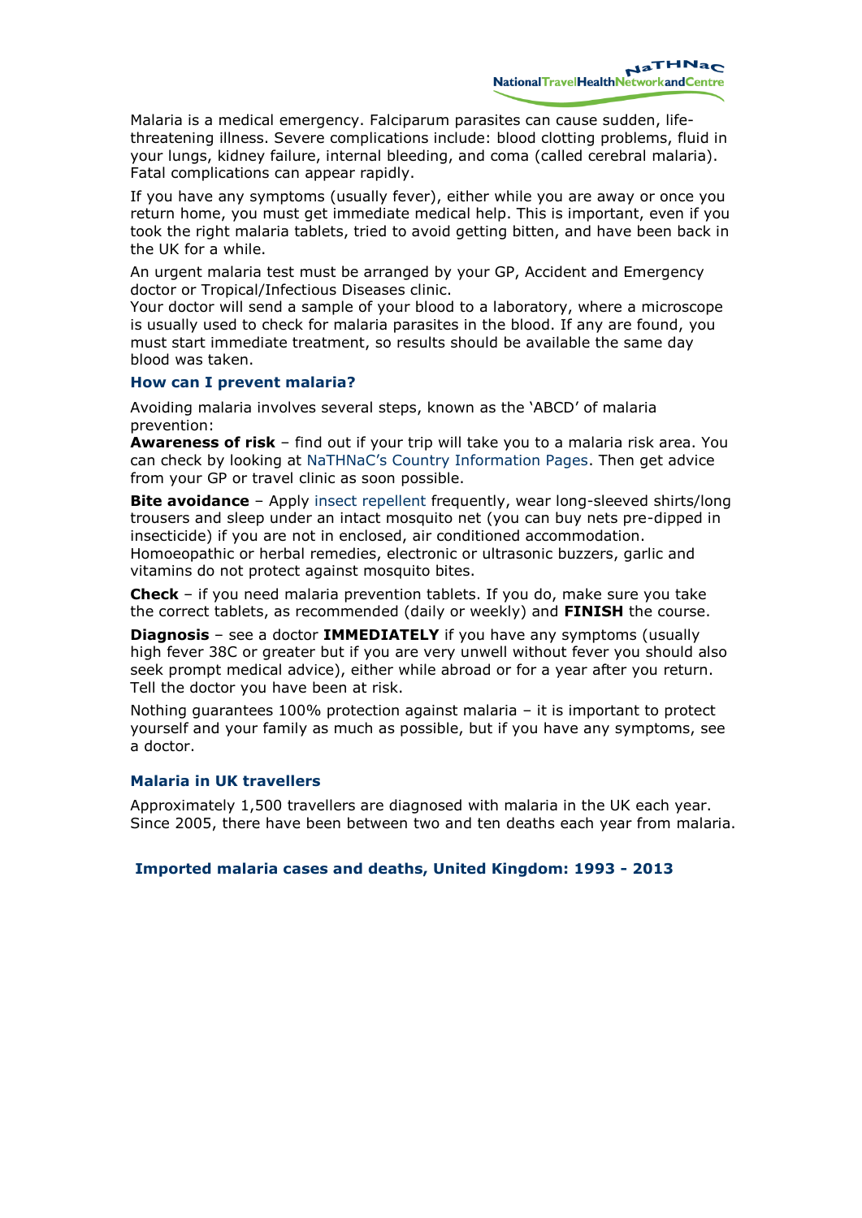Malaria is a medical emergency. Falciparum parasites can cause sudden, life-threatening illness. Severe complications include: blood clotting problems, fluid in your lungs, kidney failure, internal bleeding, and coma (called cerebral malaria). Fatal complications can appear rapidly.

If you have any symptoms (usually fever), either while you are away or once you return home, you must get immediate medical help. This is important, even if you took the right malaria tablets, tried to avoid getting bitten, and have been back in the UK for a while.

An urgent malaria test must be arranged by your GP, Accident and Emergency doctor or Tropical/Infectious Diseases clinic.
Your doctor will send a sample of your blood to a laboratory, where a microscope is usually used to check for malaria parasites in the blood. If any are found, you must start immediate treatment, so results should be available the same day blood was taken.

### How can I prevent malaria?

Avoiding malaria involves several steps, known as the 'ABCD' of malaria prevention:

**Awareness of risk** – find out if your trip will take you to a malaria risk area. You can check by looking at NaTHNaC's Country Information Pages. Then get advice from your GP or travel clinic as soon possible.

**Bite avoidance** – Apply insect repellent frequently, wear long-sleeved shirts/long trousers and sleep under an intact mosquito net (you can buy nets pre-dipped in insecticide) if you are not in enclosed, air conditioned accommodation. Homoeopathic or herbal remedies, electronic or ultrasonic buzzers, garlic and vitamins do not protect against mosquito bites.

**Check** – if you need malaria prevention tablets. If you do, make sure you take the correct tablets, as recommended (daily or weekly) and **FINISH** the course.

**Diagnosis** – see a doctor **IMMEDIATELY** if you have any symptoms (usually high fever 38C or greater but if you are very unwell without fever you should also seek prompt medical advice), either while abroad or for a year after you return. Tell the doctor you have been at risk.

Nothing guarantees 100% protection against malaria – it is important to protect yourself and your family as much as possible, but if you have any symptoms, see a doctor.

### Malaria in UK travellers

Approximately 1,500 travellers are diagnosed with malaria in the UK each year. Since 2005, there have been between two and ten deaths each year from malaria.

**Imported malaria cases and deaths, United Kingdom: 1993 - 2013**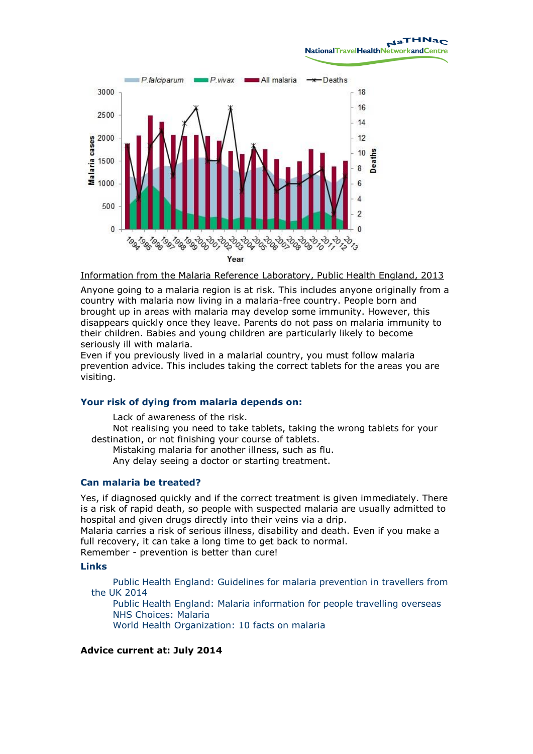NaTHNaC
National Travel Health Network and Centre

P.falciparum
P.vivax
All malaria
Deaths

Malaria cases
3000
2500
2000
1500
1000
500
0

Deaths
18
16
14
12
10
8
6
4
2
0

1994 1995 1996 1997 1998 1999 2000 2001 2002 2003 2004 2005 2006 2007 2008 2009 2010 2011 2012 2013

Year

Information from the Malaria Reference Laboratory, Public Health England, 2013

Anyone going to a malaria region is at risk. This includes anyone originally from a country with malaria now living in a malaria-free country. People born and brought up in areas with malaria may develop some immunity. However, this disappears quickly once they leave. Parents do not pass on malaria immunity to their children. Babies and young children are particularly likely to become seriously ill with malaria.

Even if you previously lived in a malarial country, you must follow malaria prevention advice. This includes taking the correct tablets for the areas you are visiting.

### Your risk of dying from malaria depends on:

- Lack of awareness of the risk.
- Not realising you need to take tablets, taking the wrong tablets for your destination, or not finishing your course of tablets.
- Mistaking malaria for another illness, such as flu.
- Any delay seeing a doctor or starting treatment.

### Can malaria be treated?

Yes, if diagnosed quickly and if the correct treatment is given immediately. There is a risk of rapid death, so people with suspected malaria are usually admitted to hospital and given drugs directly into their veins via a drip.

Malaria carries a risk of serious illness, disability and death. Even if you make a full recovery, it can take a long time to get back to normal.

Remember - prevention is better than cure!

### Links

- Public Health England: Guidelines for malaria prevention in travellers from the UK 2014
- Public Health England: Malaria information for people travelling overseas
- NHS Choices: Malaria
- World Health Organization: 10 facts on malaria

**Advice current at: July 2014**